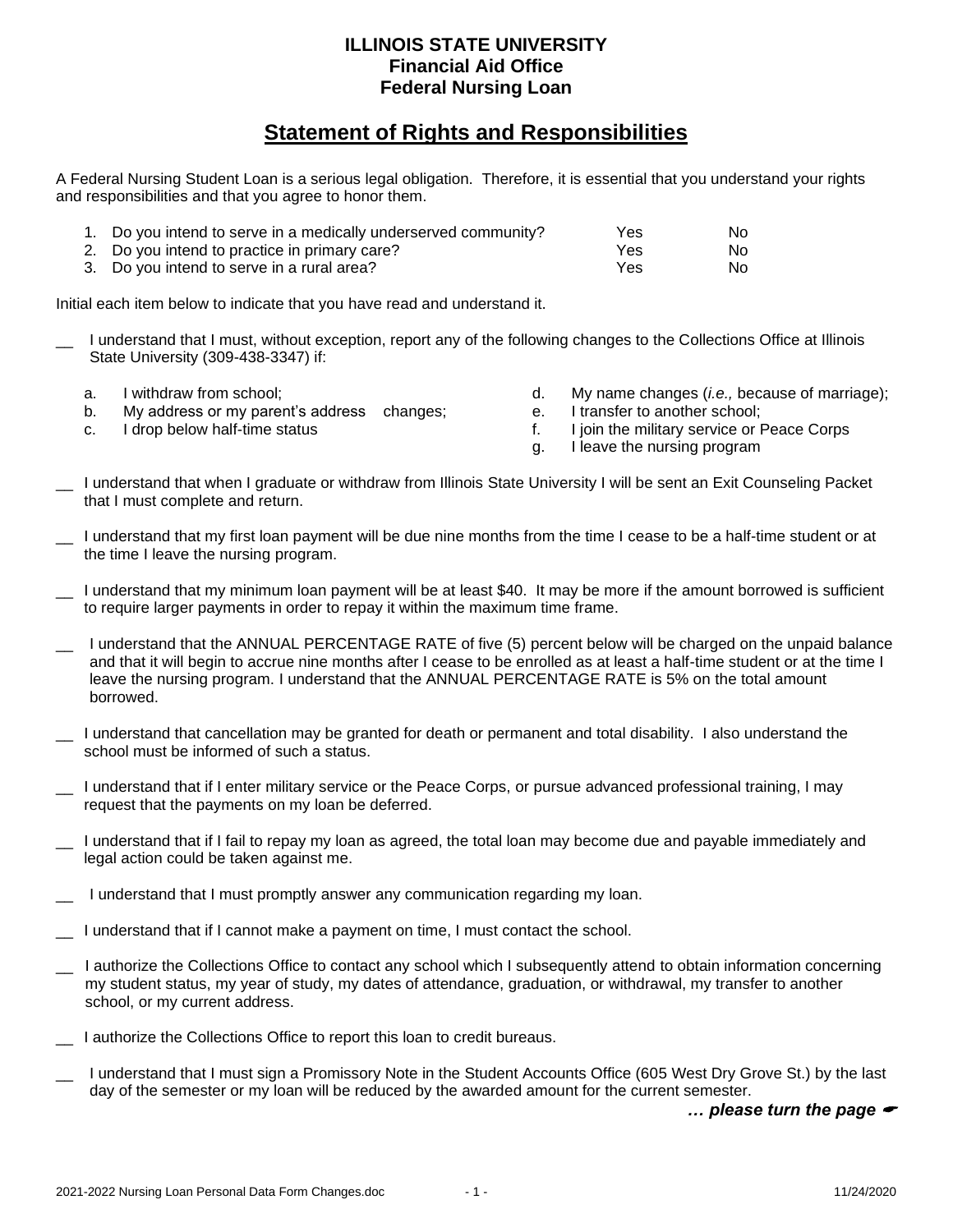**ILLINOIS STATE UNIVERSITY**
**Financial Aid Office**
**Federal Nursing Loan**

# Statement of Rights and Responsibilities

A Federal Nursing Student Loan is a serious legal obligation. Therefore, it is essential that you understand your rights and responsibilities and that you agree to honor them.

1. Do you intend to serve in a medically underserved community? Yes No
2. Do you intend to practice in primary care? Yes No
3. Do you intend to serve in a rural area? Yes No

Initial each item below to indicate that you have read and understand it.

__ I understand that I must, without exception, report any of the following changes to the Collections Office at Illinois State University (309-438-3347) if:

a. I withdraw from school;
b. My address or my parent's address changes;
c. I drop below half-time status
d. My name changes (*i.e.,* because of marriage);
e. I transfer to another school;
f. I join the military service or Peace Corps
g. I leave the nursing program

__ I understand that when I graduate or withdraw from Illinois State University I will be sent an Exit Counseling Packet that I must complete and return.

__ I understand that my first loan payment will be due nine months from the time I cease to be a half-time student or at the time I leave the nursing program.

__ I understand that my minimum loan payment will be at least $40. It may be more if the amount borrowed is sufficient to require larger payments in order to repay it within the maximum time frame.

__ I understand that the ANNUAL PERCENTAGE RATE of five (5) percent below will be charged on the unpaid balance and that it will begin to accrue nine months after I cease to be enrolled as at least a half-time student or at the time I leave the nursing program. I understand that the ANNUAL PERCENTAGE RATE is 5% on the total amount borrowed.

__ I understand that cancellation may be granted for death or permanent and total disability. I also understand the school must be informed of such a status.

__ I understand that if I enter military service or the Peace Corps, or pursue advanced professional training, I may request that the payments on my loan be deferred.

__ I understand that if I fail to repay my loan as agreed, the total loan may become due and payable immediately and legal action could be taken against me.

__ I understand that I must promptly answer any communication regarding my loan.

__ I understand that if I cannot make a payment on time, I must contact the school.

__ I authorize the Collections Office to contact any school which I subsequently attend to obtain information concerning my student status, my year of study, my dates of attendance, graduation, or withdrawal, my transfer to another school, or my current address.

__ I authorize the Collections Office to report this loan to credit bureaus.

__ I understand that I must sign a Promissory Note in the Student Accounts Office (605 West Dry Grove St.) by the last day of the semester or my loan will be reduced by the awarded amount for the current semester.

***… please turn the page***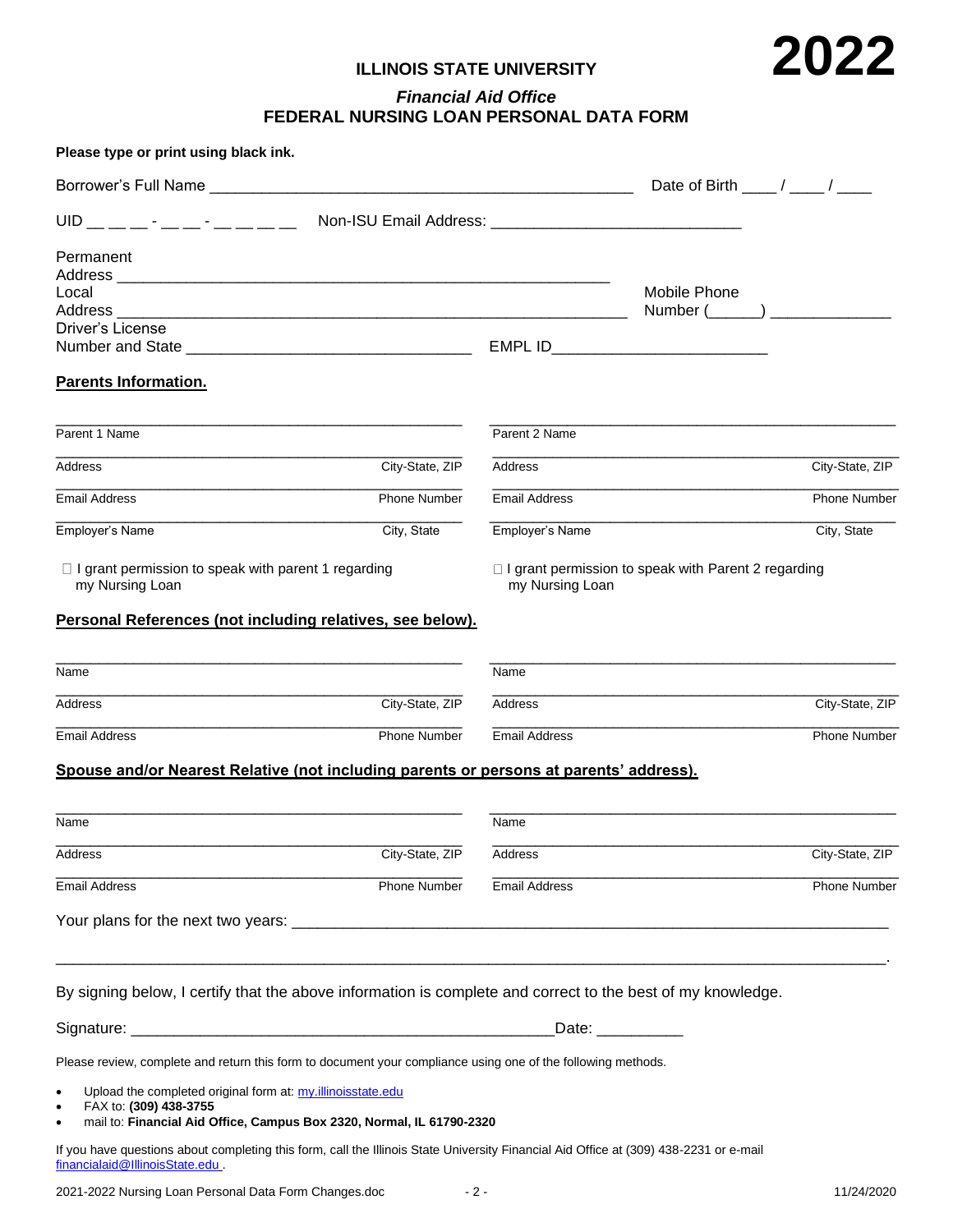**2022**

**ILLINOIS STATE UNIVERSITY**

***Financial Aid Office***

**FEDERAL NURSING LOAN PERSONAL DATA FORM**

**Please type or print using black ink.**

Borrower's Full Name ______________________________________________ Date of Birth ____ / ____ / ____

UID __ __ __ - __ __ - __ __ __ __ Non-ISU Email Address: ____________________________

Permanent Address _______________________________________________________

Local Address _________________________________________________________ Mobile Phone Number (______) _____________

Driver's License Number and State ______________________________ EMPL ID_______________________

**Parents Information.**

| | | | |
|---|---|---|---|
| Parent 1 Name | | Parent 2 Name | |
| Address | City-State, ZIP | Address | City-State, ZIP |
| Email Address | Phone Number | Email Address | Phone Number |
| Employer's Name | City, State | Employer's Name | City, State |

☐ I grant permission to speak with parent 1 regarding my Nursing Loan

☐ I grant permission to speak with Parent 2 regarding my Nursing Loan

**Personal References (not including relatives, see below).**

| | | | |
|---|---|---|---|
| Name | | Name | |
| Address | City-State, ZIP | Address | City-State, ZIP |
| Email Address | Phone Number | Email Address | Phone Number |

**Spouse and/or Nearest Relative (not including parents or persons at parents' address).**

| | | | |
|---|---|---|---|
| Name | | Name | |
| Address | City-State, ZIP | Address | City-State, ZIP |
| Email Address | Phone Number | Email Address | Phone Number |

Your plans for the next two years: ____________________________________________________________

_____________________________________________________________________________________.

By signing below, I certify that the above information is complete and correct to the best of my knowledge.

Signature: ______________________________________________Date: _________

Please review, complete and return this form to document your compliance using one of the following methods.

- Upload the completed original form at: my.illinoisstate.edu
- FAX to: **(309) 438-3755**
- mail to: **Financial Aid Office, Campus Box 2320, Normal, IL 61790-2320**

If you have questions about completing this form, call the Illinois State University Financial Aid Office at (309) 438-2231 or e-mail financialaid@IllinoisState.edu .

2021-2022 Nursing Loan Personal Data Form Changes.doc 11/24/2020